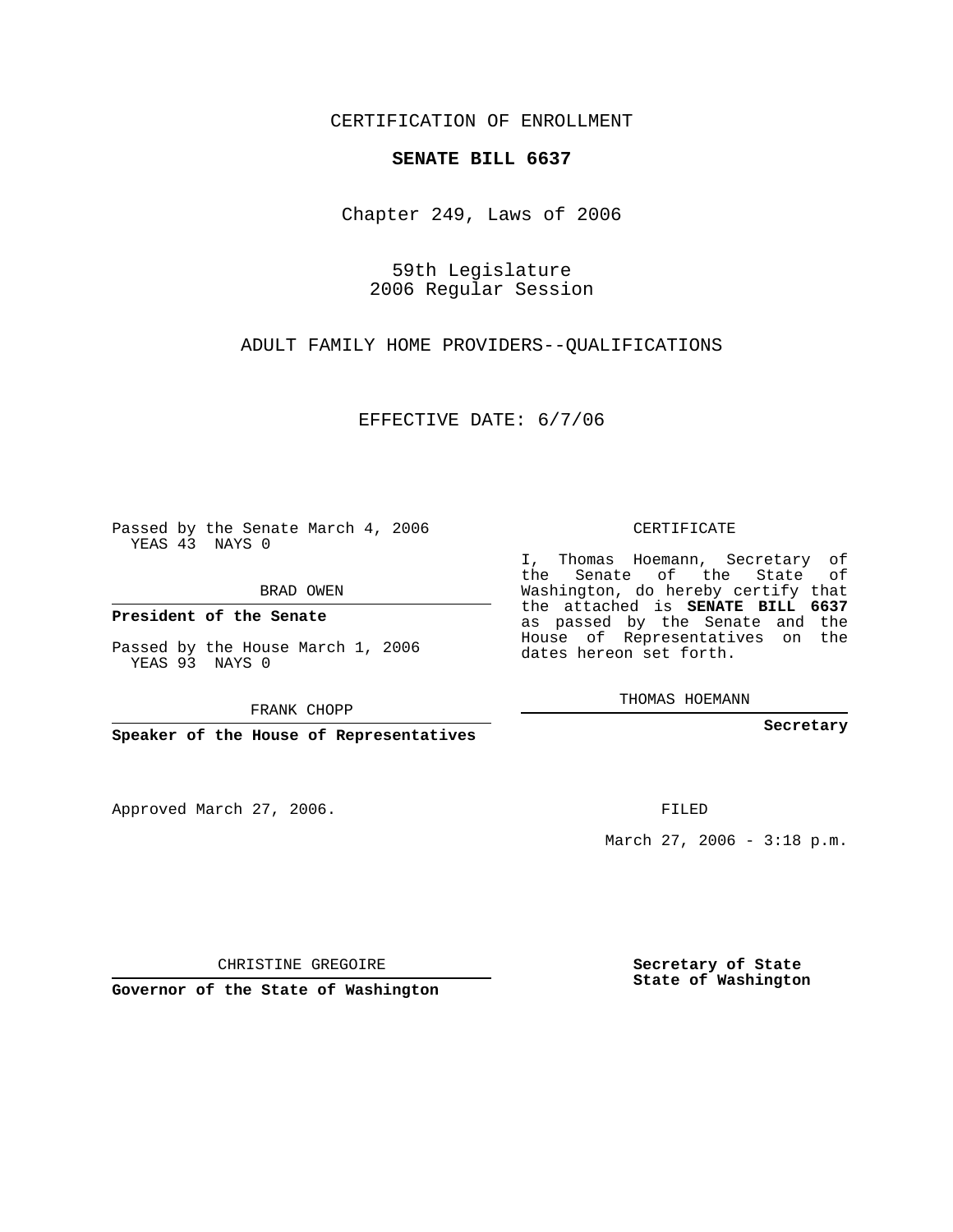CERTIFICATION OF ENROLLMENT

**SENATE BILL 6637**

Chapter 249, Laws of 2006

59th Legislature
2006 Regular Session

ADULT FAMILY HOME PROVIDERS--QUALIFICATIONS

EFFECTIVE DATE: 6/7/06

Passed by the Senate March 4, 2006
YEAS 43 NAYS 0

BRAD OWEN

**President of the Senate**

Passed by the House March 1, 2006
YEAS 93 NAYS 0

FRANK CHOPP

**Speaker of the House of Representatives**

CERTIFICATE

I, Thomas Hoemann, Secretary of the Senate of the State of Washington, do hereby certify that the attached is **SENATE BILL 6637** as passed by the Senate and the House of Representatives on the dates hereon set forth.

THOMAS HOEMANN

**Secretary**

Approved March 27, 2006.

FILED

March 27, 2006 - 3:18 p.m.

CHRISTINE GREGOIRE

**Governor of the State of Washington**

**Secretary of State**
**State of Washington**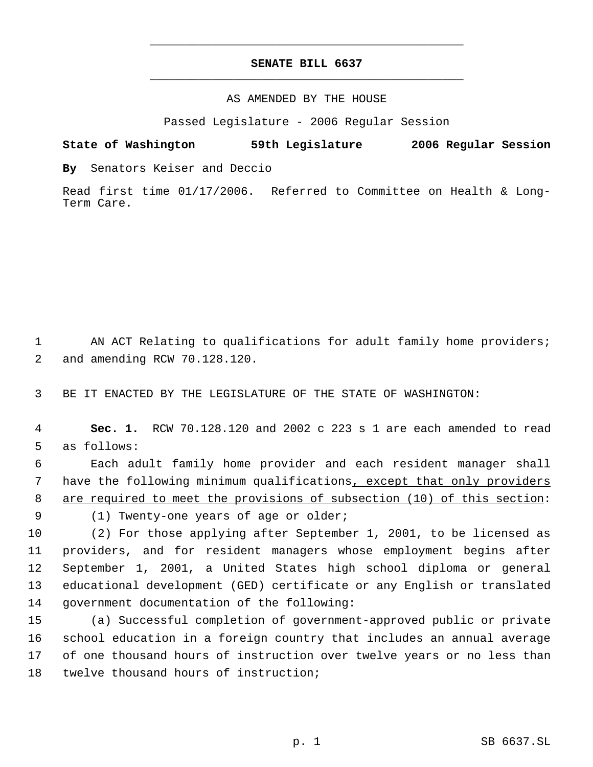# SENATE BILL 6637

AS AMENDED BY THE HOUSE

Passed Legislature - 2006 Regular Session

**State of Washington 59th Legislature 2006 Regular Session**

**By** Senators Keiser and Deccio

Read first time 01/17/2006. Referred to Committee on Health & Long-Term Care.

AN ACT Relating to qualifications for adult family home providers; and amending RCW 70.128.120.

BE IT ENACTED BY THE LEGISLATURE OF THE STATE OF WASHINGTON:

**Sec. 1.** RCW 70.128.120 and 2002 c 223 s 1 are each amended to read as follows:

Each adult family home provider and each resident manager shall have the following minimum qualifications, except that only providers are required to meet the provisions of subsection (10) of this section:

(1) Twenty-one years of age or older;

(2) For those applying after September 1, 2001, to be licensed as providers, and for resident managers whose employment begins after September 1, 2001, a United States high school diploma or general educational development (GED) certificate or any English or translated government documentation of the following:

(a) Successful completion of government-approved public or private school education in a foreign country that includes an annual average of one thousand hours of instruction over twelve years or no less than twelve thousand hours of instruction;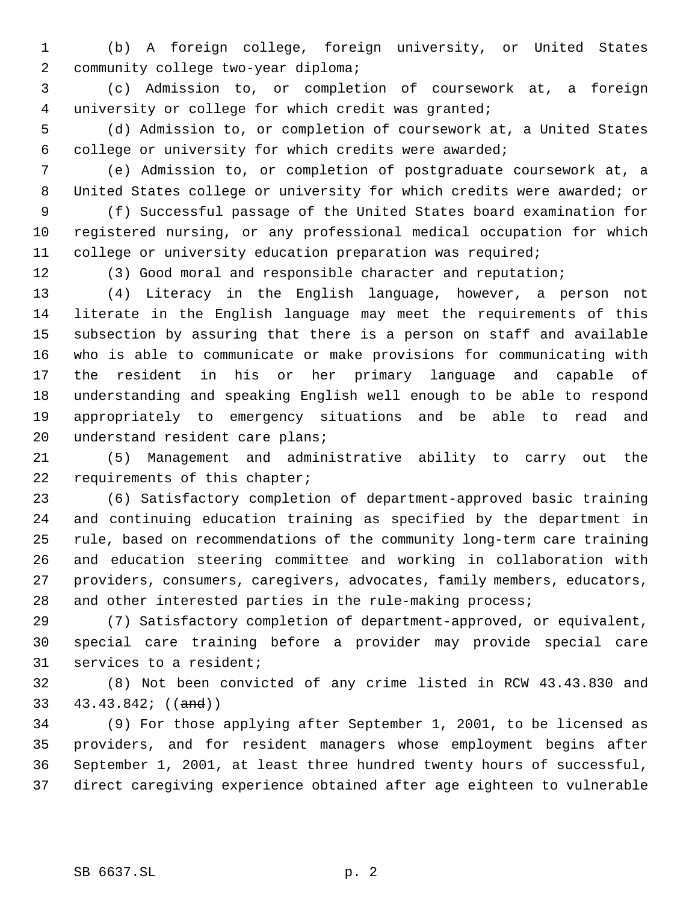(b) A foreign college, foreign university, or United States community college two-year diploma;

(c) Admission to, or completion of coursework at, a foreign university or college for which credit was granted;

(d) Admission to, or completion of coursework at, a United States college or university for which credits were awarded;

(e) Admission to, or completion of postgraduate coursework at, a United States college or university for which credits were awarded; or

(f) Successful passage of the United States board examination for registered nursing, or any professional medical occupation for which college or university education preparation was required;

(3) Good moral and responsible character and reputation;

(4) Literacy in the English language, however, a person not literate in the English language may meet the requirements of this subsection by assuring that there is a person on staff and available who is able to communicate or make provisions for communicating with the resident in his or her primary language and capable of understanding and speaking English well enough to be able to respond appropriately to emergency situations and be able to read and understand resident care plans;

(5) Management and administrative ability to carry out the requirements of this chapter;

(6) Satisfactory completion of department-approved basic training and continuing education training as specified by the department in rule, based on recommendations of the community long-term care training and education steering committee and working in collaboration with providers, consumers, caregivers, advocates, family members, educators, and other interested parties in the rule-making process;

(7) Satisfactory completion of department-approved, or equivalent, special care training before a provider may provide special care services to a resident;

(8) Not been convicted of any crime listed in RCW 43.43.830 and 43.43.842; ((~~and~~))

(9) For those applying after September 1, 2001, to be licensed as providers, and for resident managers whose employment begins after September 1, 2001, at least three hundred twenty hours of successful, direct caregiving experience obtained after age eighteen to vulnerable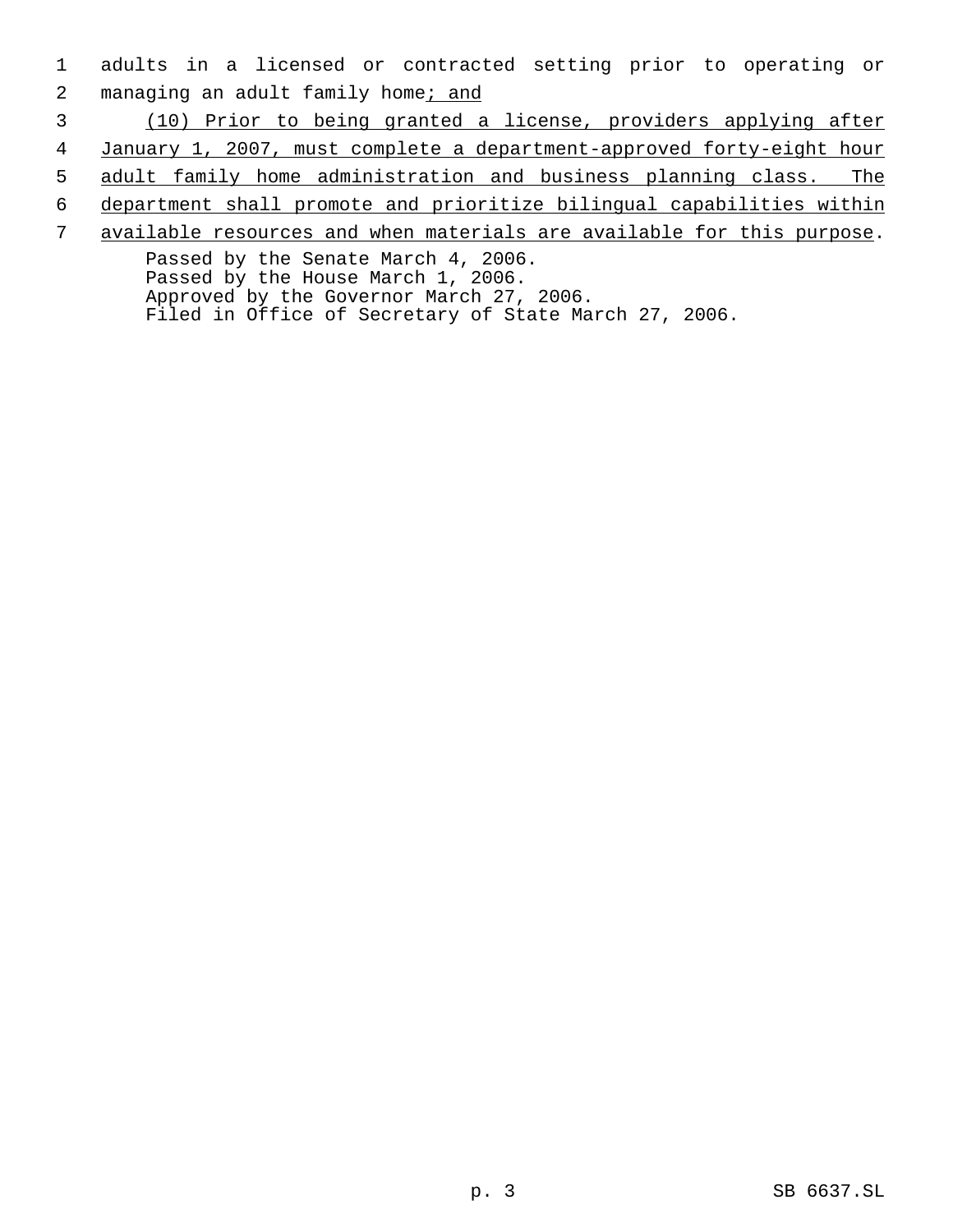adults in a licensed or contracted setting prior to operating or managing an adult family home; and

(10) Prior to being granted a license, providers applying after January 1, 2007, must complete a department-approved forty-eight hour adult family home administration and business planning class. The department shall promote and prioritize bilingual capabilities within available resources and when materials are available for this purpose.

Passed by the Senate March 4, 2006.
Passed by the House March 1, 2006.
Approved by the Governor March 27, 2006.
Filed in Office of Secretary of State March 27, 2006.